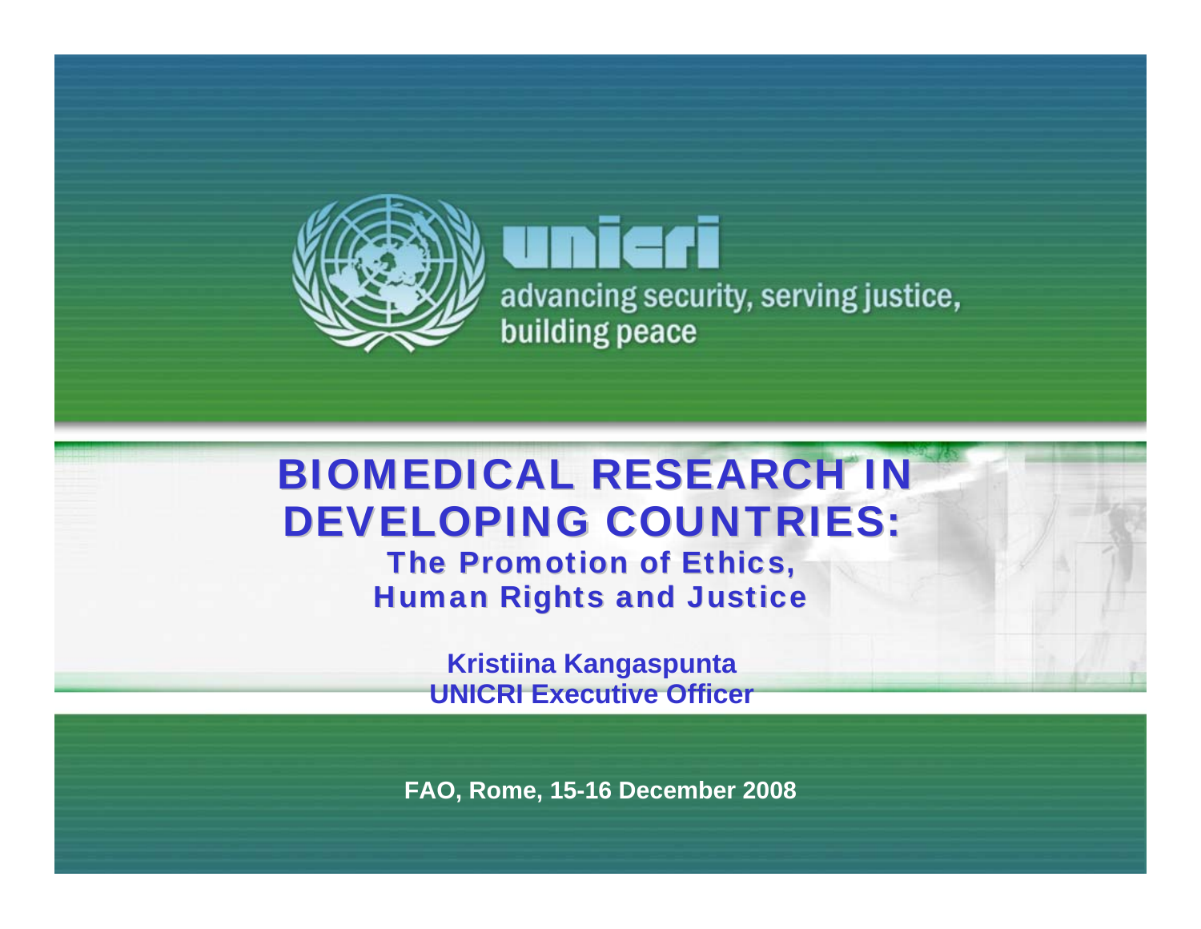unicri

advancing security, serving justice, building peace

# BIOMEDICAL RESEARCH IN DEVELOPING COUNTRIES:

## The Promotion of Ethics, Human Rights and Justice

**Kristiina Kangaspunta**
**UNICRI Executive Officer**

**FAO, Rome, 15-16 December 2008**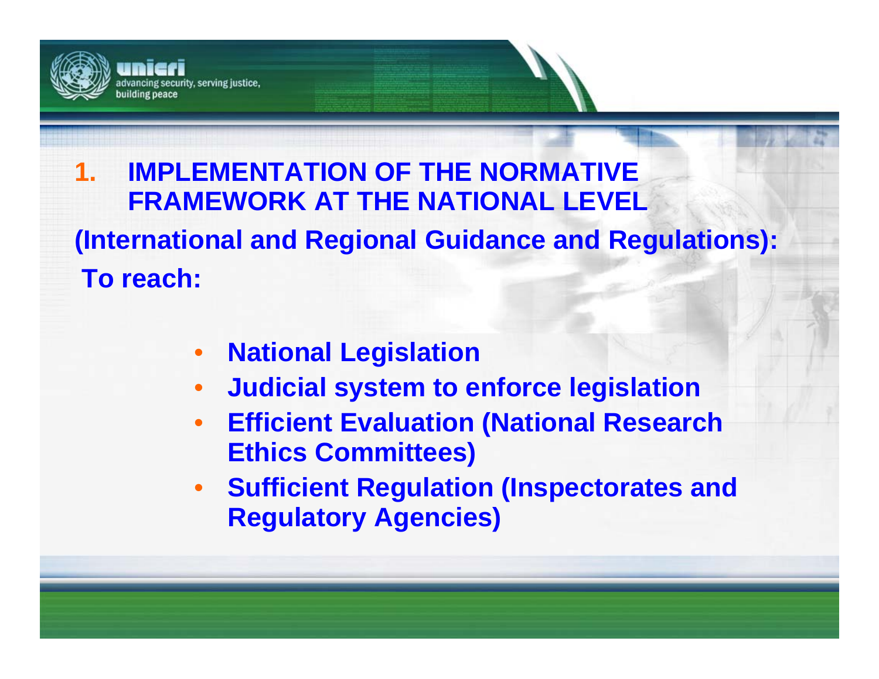## 1. IMPLEMENTATION OF THE NORMATIVE FRAMEWORK AT THE NATIONAL LEVEL

**(International and Regional Guidance and Regulations):**

**To reach:**

- **National Legislation**
- **Judicial system to enforce legislation**
- **Efficient Evaluation (National Research Ethics Committees)**
- **Sufficient Regulation (Inspectorates and Regulatory Agencies)**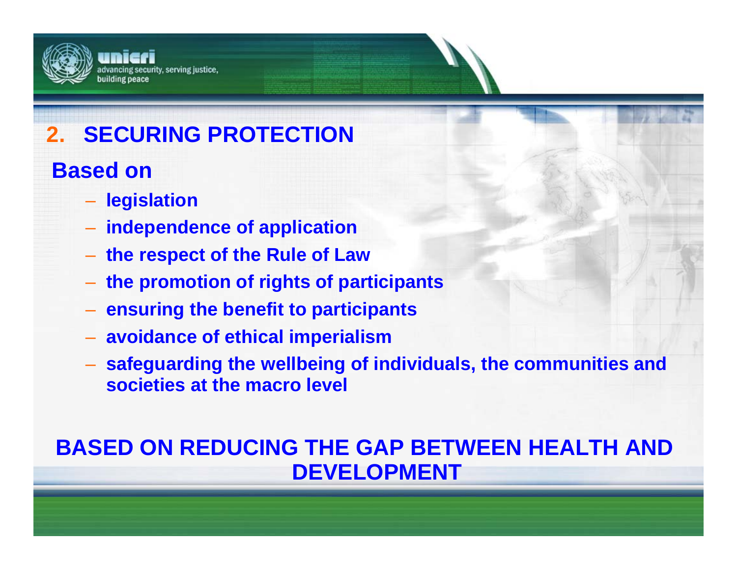## 2. SECURING PROTECTION

**Based on**

- legislation
- independence of application
- the respect of the Rule of Law
- the promotion of rights of participants
- ensuring the benefit to participants
- avoidance of ethical imperialism
- safeguarding the wellbeing of individuals, the communities and societies at the macro level

**BASED ON REDUCING THE GAP BETWEEN HEALTH AND DEVELOPMENT**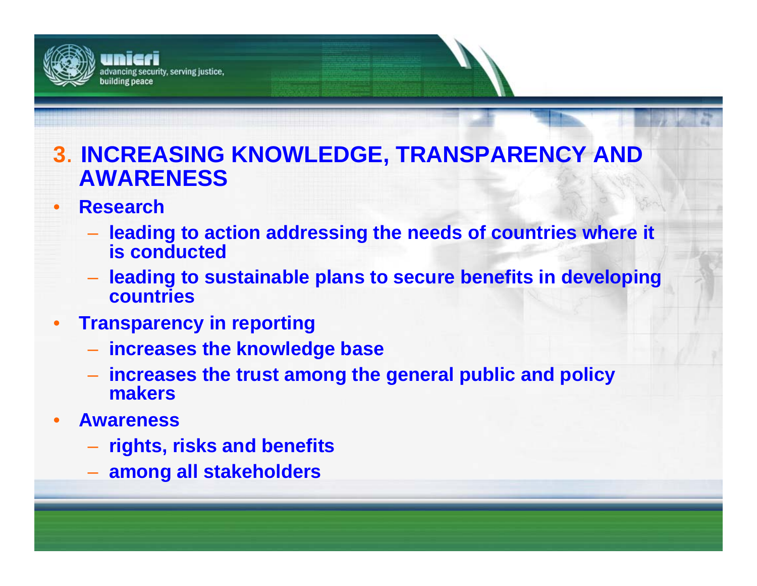## 3. INCREASING KNOWLEDGE, TRANSPARENCY AND AWARENESS

- **Research**
  - **leading to action addressing the needs of countries where it is conducted**
  - **leading to sustainable plans to secure benefits in developing countries**
- **Transparency in reporting**
  - **increases the knowledge base**
  - **increases the trust among the general public and policy makers**
- **Awareness**
  - **rights, risks and benefits**
  - **among all stakeholders**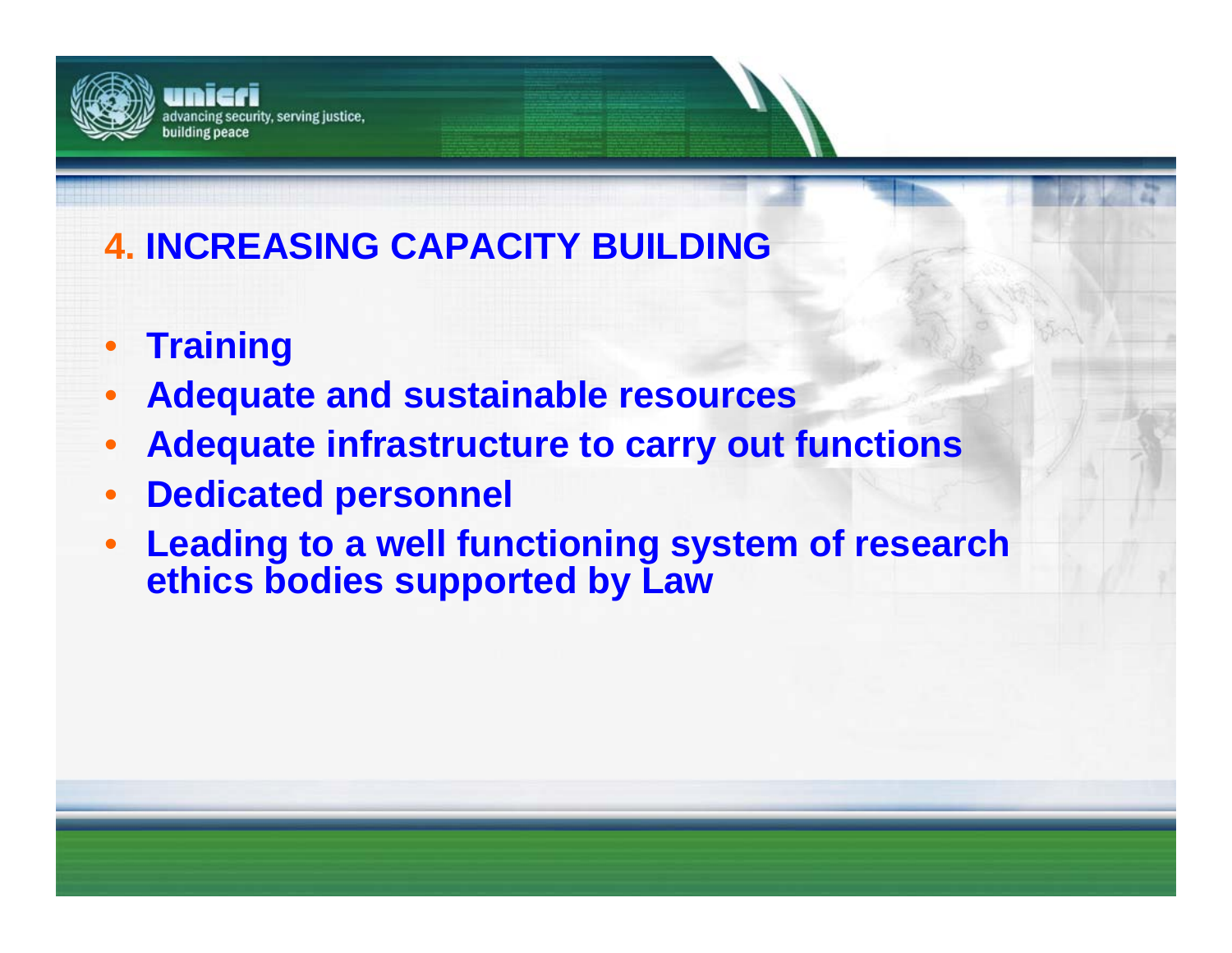## 4. INCREASING CAPACITY BUILDING

- **Training**
- **Adequate and sustainable resources**
- **Adequate infrastructure to carry out functions**
- **Dedicated personnel**
- **Leading to a well functioning system of research ethics bodies supported by Law**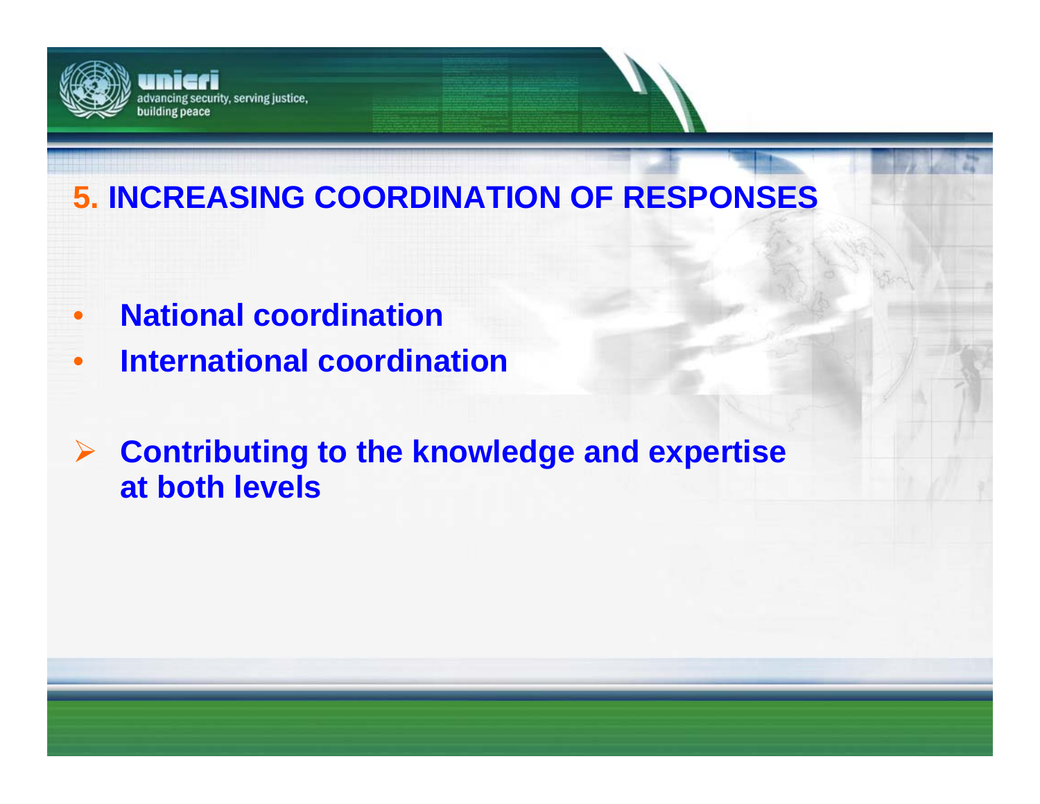## 5. INCREASING COORDINATION OF RESPONSES

- **National coordination**
- **International coordination**

- **Contributing to the knowledge and expertise at both levels**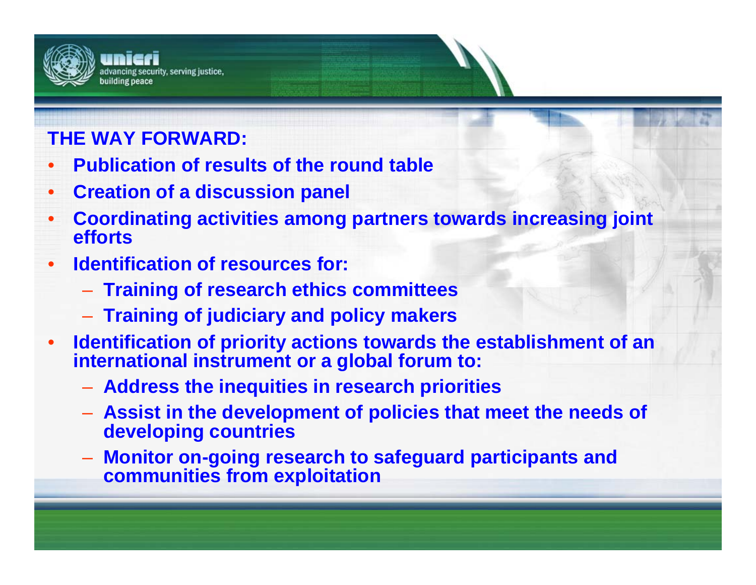## THE WAY FORWARD:

- **Publication of results of the round table**
- **Creation of a discussion panel**
- **Coordinating activities among partners towards increasing joint efforts**
- **Identification of resources for:**
  - **Training of research ethics committees**
  - **Training of judiciary and policy makers**
- **Identification of priority actions towards the establishment of an international instrument or a global forum to:**
  - **Address the inequities in research priorities**
  - **Assist in the development of policies that meet the needs of developing countries**
  - **Monitor on-going research to safeguard participants and communities from exploitation**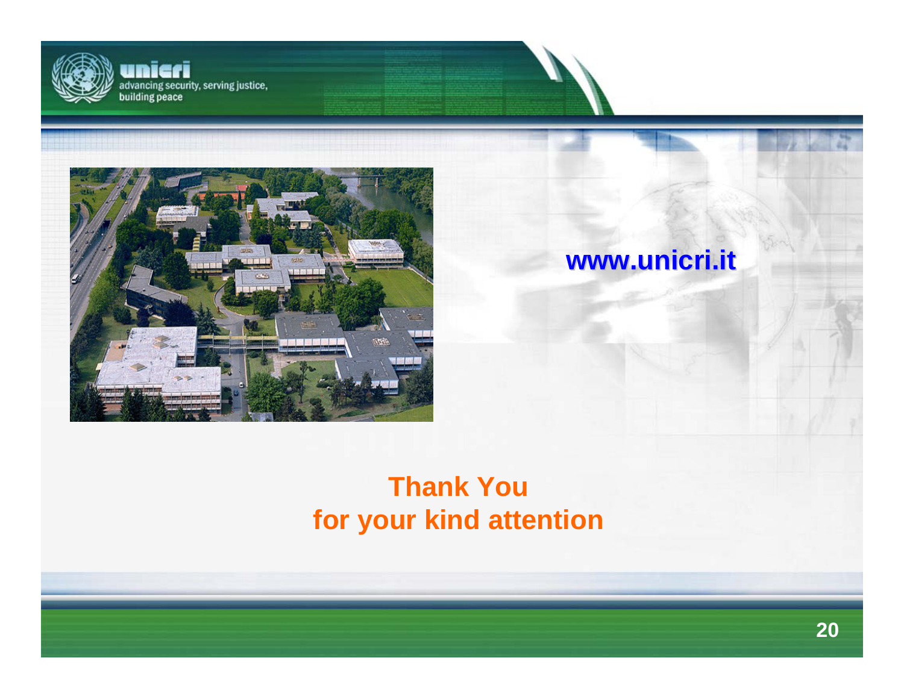www.unicri.it

**Thank You**
**for your kind attention**